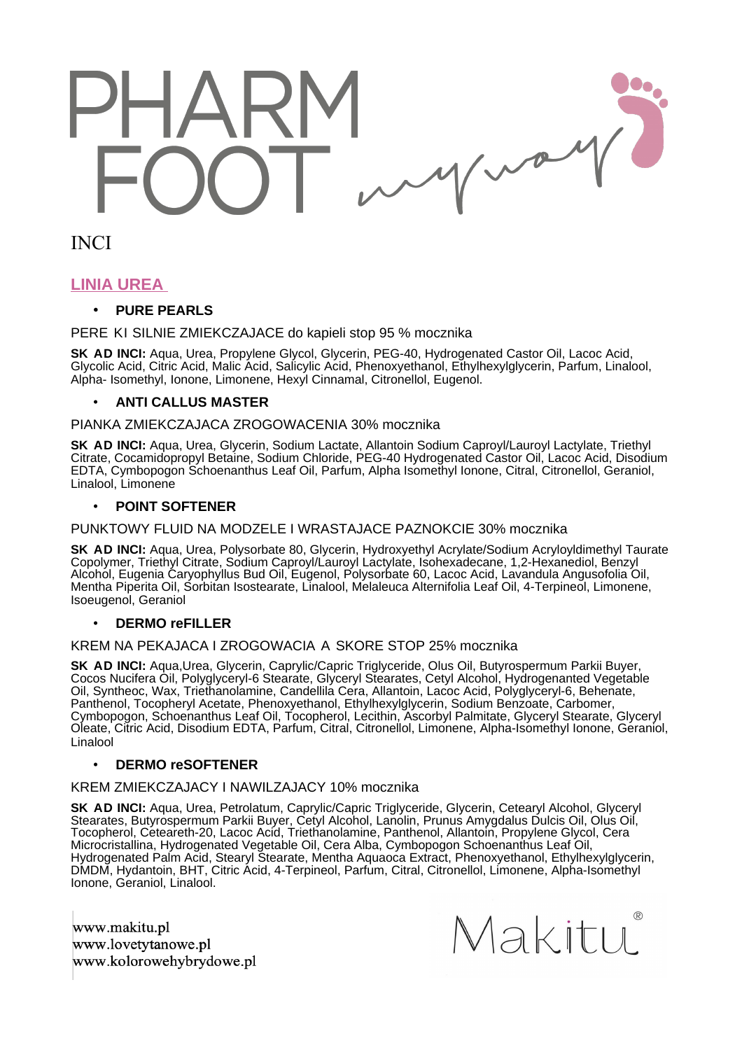# PHARM FOOT myway

INCI

## LINIA UREA

- **PURE PEARLS**

PERE KI SILNIE ZMIEKCZAJACE do kapieli stop 95 % mocznika

**SK AD INCI:** Aqua, Urea, Propylene Glycol, Glycerin, PEG-40, Hydrogenated Castor Oil, Lacoc Acid, Glycolic Acid, Citric Acid, Malic Acid, Salicylic Acid, Phenoxyethanol, Ethylhexylglycerin, Parfum, Linalool, Alpha- Isomethyl, Ionone, Limonene, Hexyl Cinnamal, Citronellol, Eugenol.

- **ANTI CALLUS MASTER**

PIANKA ZMIEKCZAJACA ZROGOWACENIA 30% mocznika

**SK AD INCI:** Aqua, Urea, Glycerin, Sodium Lactate, Allantoin Sodium Caproyl/Lauroyl Lactylate, Triethyl Citrate, Cocamidopropyl Betaine, Sodium Chloride, PEG-40 Hydrogenated Castor Oil, Lacoc Acid, Disodium EDTA, Cymbopogon Schoenanthus Leaf Oil, Parfum, Alpha Isomethyl Ionone, Citral, Citronellol, Geraniol, Linalool, Limonene

- **POINT SOFTENER**

PUNKTOWY FLUID NA MODZELE I WRASTAJACE PAZNOKCIE 30% mocznika

**SK AD INCI:** Aqua, Urea, Polysorbate 80, Glycerin, Hydroxyethyl Acrylate/Sodium Acryloyldimethyl Taurate Copolymer, Triethyl Citrate, Sodium Caproyl/Lauroyl Lactylate, Isohexadecane, 1,2-Hexanediol, Benzyl Alcohol, Eugenia Caryophyllus Bud Oil, Eugenol, Polysorbate 60, Lacoc Acid, Lavandula Angusofolia Oil, Mentha Piperita Oil, Sorbitan Isostearate, Linalool, Melaleuca Alternifolia Leaf Oil, 4-Terpineol, Limonene, Isoeugenol, Geraniol

- **DERMO reFILLER**

KREM NA PEKAJACA I ZROGOWACIA A SKORE STOP 25% mocznika

**SK AD INCI:** Aqua,Urea, Glycerin, Caprylic/Capric Triglyceride, Olus Oil, Butyrospermum Parkii Buyer, Cocos Nucifera Oil, Polyglyceryl-6 Stearate, Glyceryl Stearates, Cetyl Alcohol, Hydrogenanted Vegetable Oil, Syntheoc, Wax, Triethanolamine, Candellila Cera, Allantoin, Lacoc Acid, Polyglyceryl-6, Behenate, Panthenol, Tocopheryl Acetate, Phenoxyethanol, Ethylhexylglycerin, Sodium Benzoate, Carbomer, Cymbopogon, Schoenanthus Leaf Oil, Tocopherol, Lecithin, Ascorbyl Palmitate, Glyceryl Stearate, Glyceryl Oleate, Citric Acid, Disodium EDTA, Parfum, Citral, Citronellol, Limonene, Alpha-Isomethyl Ionone, Geraniol, Linalool

- **DERMO reSOFTENER**

KREM ZMIEKCZAJACY I NAWILZAJACY 10% mocznika

**SK AD INCI:** Aqua, Urea, Petrolatum, Caprylic/Capric Triglyceride, Glycerin, Cetearyl Alcohol, Glyceryl Stearates, Butyrospermum Parkii Buyer, Cetyl Alcohol, Lanolin, Prunus Amygdalus Dulcis Oil, Olus Oil, Tocopherol, Ceteareth-20, Lacoc Acid, Triethanolamine, Panthenol, Allantoin, Propylene Glycol, Cera Microcristallina, Hydrogenated Vegetable Oil, Cera Alba, Cymbopogon Schoenanthus Leaf Oil, Hydrogenated Palm Acid, Stearyl Stearate, Mentha Aquaoca Extract, Phenoxyethanol, Ethylhexylglycerin, DMDM, Hydantoin, BHT, Citric Acid, 4-Terpineol, Parfum, Citral, Citronellol, Limonene, Alpha-Isomethyl Ionone, Geraniol, Linalool.

www.makitu.pl
www.lovetytanowe.pl
www.kolorowehybrydowe.pl

Makitu®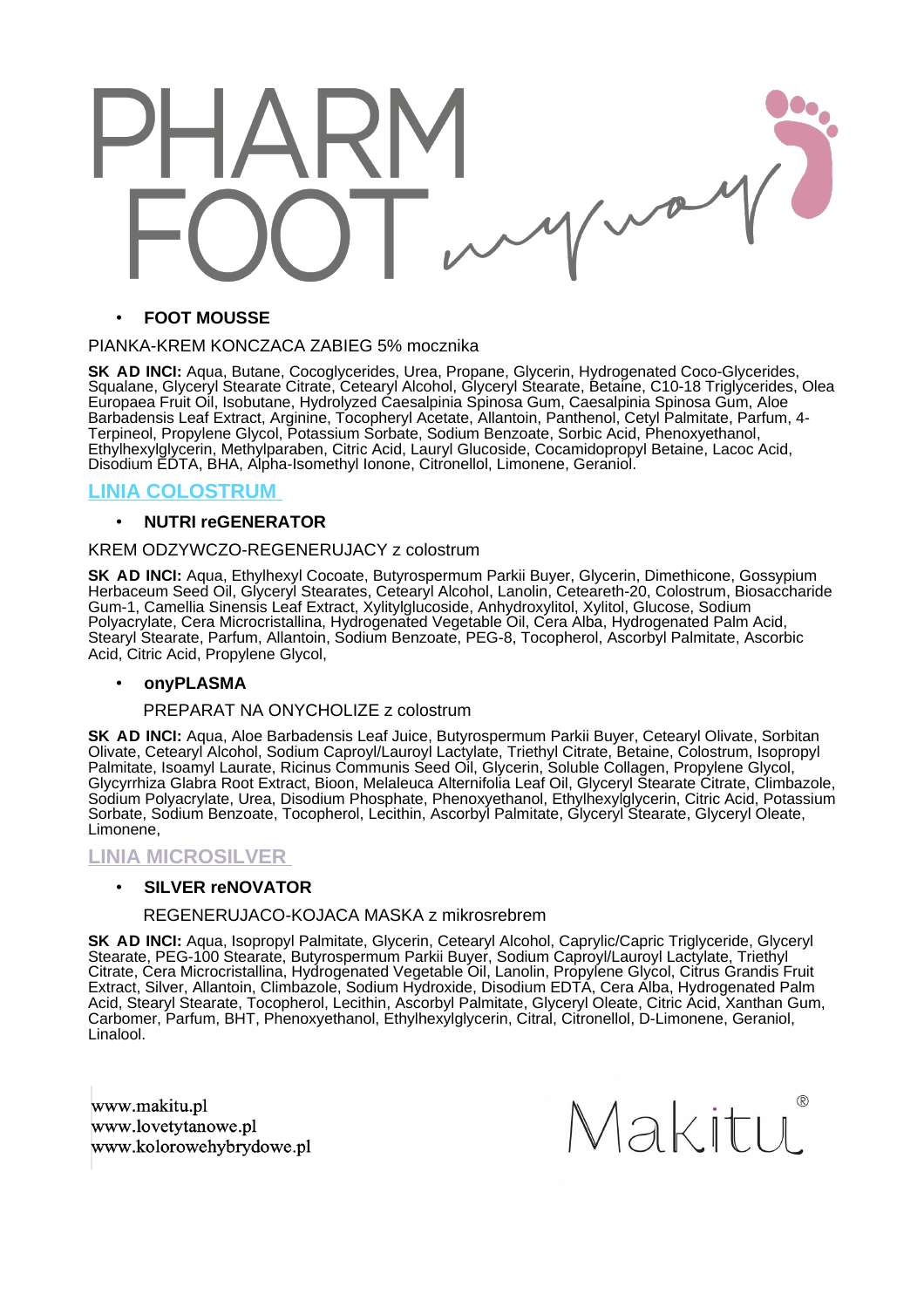# PHARM FOOT myway

- **FOOT MOUSSE**

PIANKA-KREM KONCZACA ZABIEG 5% mocznika

**SK AD INCI:** Aqua, Butane, Cocoglycerides, Urea, Propane, Glycerin, Hydrogenated Coco-Glycerides, Squalane, Glyceryl Stearate Citrate, Cetearyl Alcohol, Glyceryl Stearate, Betaine, C10-18 Triglycerides, Olea Europaea Fruit Oil, Isobutane, Hydrolyzed Caesalpinia Spinosa Gum, Caesalpinia Spinosa Gum, Aloe Barbadensis Leaf Extract, Arginine, Tocopheryl Acetate, Allantoin, Panthenol, Cetyl Palmitate, Parfum, 4-Terpineol, Propylene Glycol, Potassium Sorbate, Sodium Benzoate, Sorbic Acid, Phenoxyethanol, Ethylhexylglycerin, Methylparaben, Citric Acid, Lauryl Glucoside, Cocamidopropyl Betaine, Lacoc Acid, Disodium EDTA, BHA, Alpha-Isomethyl Ionone, Citronellol, Limonene, Geraniol.

## LINIA COLOSTRUM

- **NUTRI reGENERATOR**

KREM ODZYWCZO-REGENERUJACY z colostrum

**SK AD INCI:** Aqua, Ethylhexyl Cocoate, Butyrospermum Parkii Buyer, Glycerin, Dimethicone, Gossypium Herbaceum Seed Oil, Glyceryl Stearates, Cetearyl Alcohol, Lanolin, Ceteareth-20, Colostrum, Biosaccharide Gum-1, Camellia Sinensis Leaf Extract, Xylitylglucoside, Anhydroxylitol, Xylitol, Glucose, Sodium Polyacrylate, Cera Microcristallina, Hydrogenated Vegetable Oil, Cera Alba, Hydrogenated Palm Acid, Stearyl Stearate, Parfum, Allantoin, Sodium Benzoate, PEG-8, Tocopherol, Ascorbyl Palmitate, Ascorbic Acid, Citric Acid, Propylene Glycol,

- **onyPLASMA**

PREPARAT NA ONYCHOLIZE z colostrum

**SK AD INCI:** Aqua, Aloe Barbadensis Leaf Juice, Butyrospermum Parkii Buyer, Cetearyl Olivate, Sorbitan Olivate, Cetearyl Alcohol, Sodium Caproyl/Lauroyl Lactylate, Triethyl Citrate, Betaine, Colostrum, Isopropyl Palmitate, Isoamyl Laurate, Ricinus Communis Seed Oil, Glycerin, Soluble Collagen, Propylene Glycol, Glycyrrhiza Glabra Root Extract, Bioon, Melaleuca Alternifolia Leaf Oil, Glyceryl Stearate Citrate, Climbazole, Sodium Polyacrylate, Urea, Disodium Phosphate, Phenoxyethanol, Ethylhexylglycerin, Citric Acid, Potassium Sorbate, Sodium Benzoate, Tocopherol, Lecithin, Ascorbyl Palmitate, Glyceryl Stearate, Glyceryl Oleate, Limonene,

## LINIA MICROSILVER

- **SILVER reNOVATOR**

REGENERUJACO-KOJACA MASKA z mikrosrebrem

**SK AD INCI:** Aqua, Isopropyl Palmitate, Glycerin, Cetearyl Alcohol, Caprylic/Capric Triglyceride, Glyceryl Stearate, PEG-100 Stearate, Butyrospermum Parkii Buyer, Sodium Caproyl/Lauroyl Lactylate, Triethyl Citrate, Cera Microcristallina, Hydrogenated Vegetable Oil, Lanolin, Propylene Glycol, Citrus Grandis Fruit Extract, Silver, Allantoin, Climbazole, Sodium Hydroxide, Disodium EDTA, Cera Alba, Hydrogenated Palm Acid, Stearyl Stearate, Tocopherol, Lecithin, Ascorbyl Palmitate, Glyceryl Oleate, Citric Acid, Xanthan Gum, Carbomer, Parfum, BHT, Phenoxyethanol, Ethylhexylglycerin, Citral, Citronellol, D-Limonene, Geraniol, Linalool.

www.makitu.pl
www.lovetytanowe.pl
www.kolorowehybrydowe.pl

Makitu®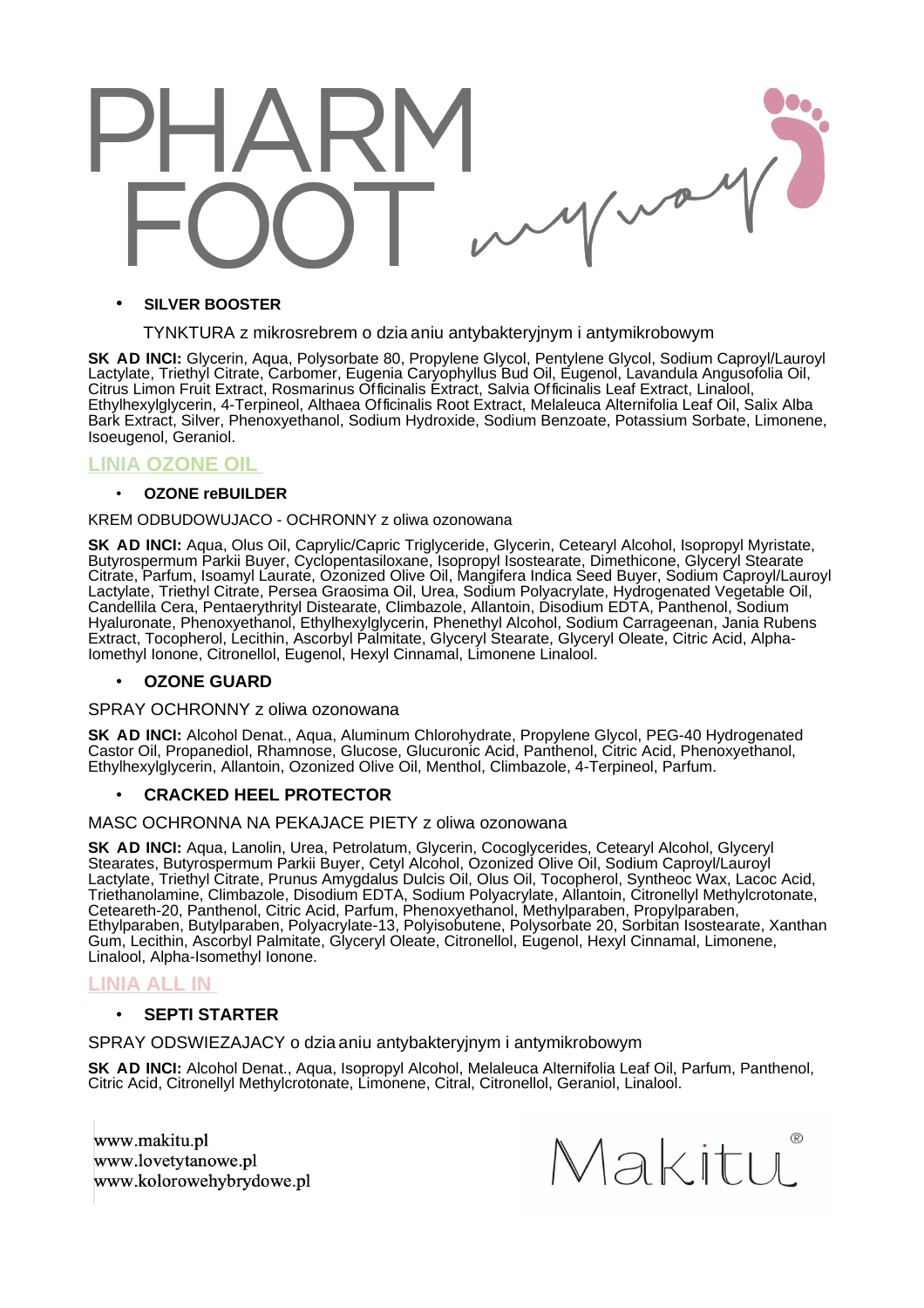# PHARM FOOT myway

- **SILVER BOOSTER**

TYNKTURA z mikrosrebrem o dzia aniu antybakteryjnym i antymikrobowym

**SK AD INCI:** Glycerin, Aqua, Polysorbate 80, Propylene Glycol, Pentylene Glycol, Sodium Caproyl/Lauroyl Lactylate, Triethyl Citrate, Carbomer, Eugenia Caryophyllus Bud Oil, Eugenol, Lavandula Angusofolia Oil, Citrus Limon Fruit Extract, Rosmarinus Officinalis Extract, Salvia Officinalis Leaf Extract, Linalool, Ethylhexylglycerin, 4-Terpineol, Althaea Officinalis Root Extract, Melaleuca Alternifolia Leaf Oil, Salix Alba Bark Extract, Silver, Phenoxyethanol, Sodium Hydroxide, Sodium Benzoate, Potassium Sorbate, Limonene, Isoeugenol, Geraniol.

## LINIA OZONE OIL

- **OZONE reBUILDER**

KREM ODBUDOWUJACO - OCHRONNY z oliwa ozonowana

**SK AD INCI:** Aqua, Olus Oil, Caprylic/Capric Triglyceride, Glycerin, Cetearyl Alcohol, Isopropyl Myristate, Butyrospermum Parkii Buyer, Cyclopentasiloxane, Isopropyl Isostearate, Dimethicone, Glyceryl Stearate Citrate, Parfum, Isoamyl Laurate, Ozonized Olive Oil, Mangifera Indica Seed Buyer, Sodium Caproyl/Lauroyl Lactylate, Triethyl Citrate, Persea Graosima Oil, Urea, Sodium Polyacrylate, Hydrogenated Vegetable Oil, Candellila Cera, Pentaerythrityl Distearate, Climbazole, Allantoin, Disodium EDTA, Panthenol, Sodium Hyaluronate, Phenoxyethanol, Ethylhexylglycerin, Phenethyl Alcohol, Sodium Carrageenan, Jania Rubens Extract, Tocopherol, Lecithin, Ascorbyl Palmitate, Glyceryl Stearate, Glyceryl Oleate, Citric Acid, Alpha-Iomethyl Ionone, Citronellol, Eugenol, Hexyl Cinnamal, Limonene Linalool.

- **OZONE GUARD**

SPRAY OCHRONNY z oliwa ozonowana

**SK AD INCI:** Alcohol Denat., Aqua, Aluminum Chlorohydrate, Propylene Glycol, PEG-40 Hydrogenated Castor Oil, Propanediol, Rhamnose, Glucose, Glucuronic Acid, Panthenol, Citric Acid, Phenoxyethanol, Ethylhexylglycerin, Allantoin, Ozonized Olive Oil, Menthol, Climbazole, 4-Terpineol, Parfum.

- **CRACKED HEEL PROTECTOR**

MASC OCHRONNA NA PEKAJACE PIETY z oliwa ozonowana

**SK AD INCI:** Aqua, Lanolin, Urea, Petrolatum, Glycerin, Cocoglycerides, Cetearyl Alcohol, Glyceryl Stearates, Butyrospermum Parkii Buyer, Cetyl Alcohol, Ozonized Olive Oil, Sodium Caproyl/Lauroyl Lactylate, Triethyl Citrate, Prunus Amygdalus Dulcis Oil, Olus Oil, Tocopherol, Syntheoc Wax, Lacoc Acid, Triethanolamine, Climbazole, Disodium EDTA, Sodium Polyacrylate, Allantoin, Citronellyl Methylcrotonate, Ceteareth-20, Panthenol, Citric Acid, Parfum, Phenoxyethanol, Methylparaben, Propylparaben, Ethylparaben, Butylparaben, Polyacrylate-13, Polyisobutene, Polysorbate 20, Sorbitan Isostearate, Xanthan Gum, Lecithin, Ascorbyl Palmitate, Glyceryl Oleate, Citronellol, Eugenol, Hexyl Cinnamal, Limonene, Linalool, Alpha-Isomethyl Ionone.

## LINIA ALL IN

- **SEPTI STARTER**

SPRAY ODSWIEZAJACY o dzia aniu antybakteryjnym i antymikrobowym

**SK AD INCI:** Alcohol Denat., Aqua, Isopropyl Alcohol, Melaleuca Alternifolia Leaf Oil, Parfum, Panthenol, Citric Acid, Citronellyl Methylcrotonate, Limonene, Citral, Citronellol, Geraniol, Linalool.

www.makitu.pl
www.lovetytanowe.pl
www.kolorowehybrydowe.pl

Makitu®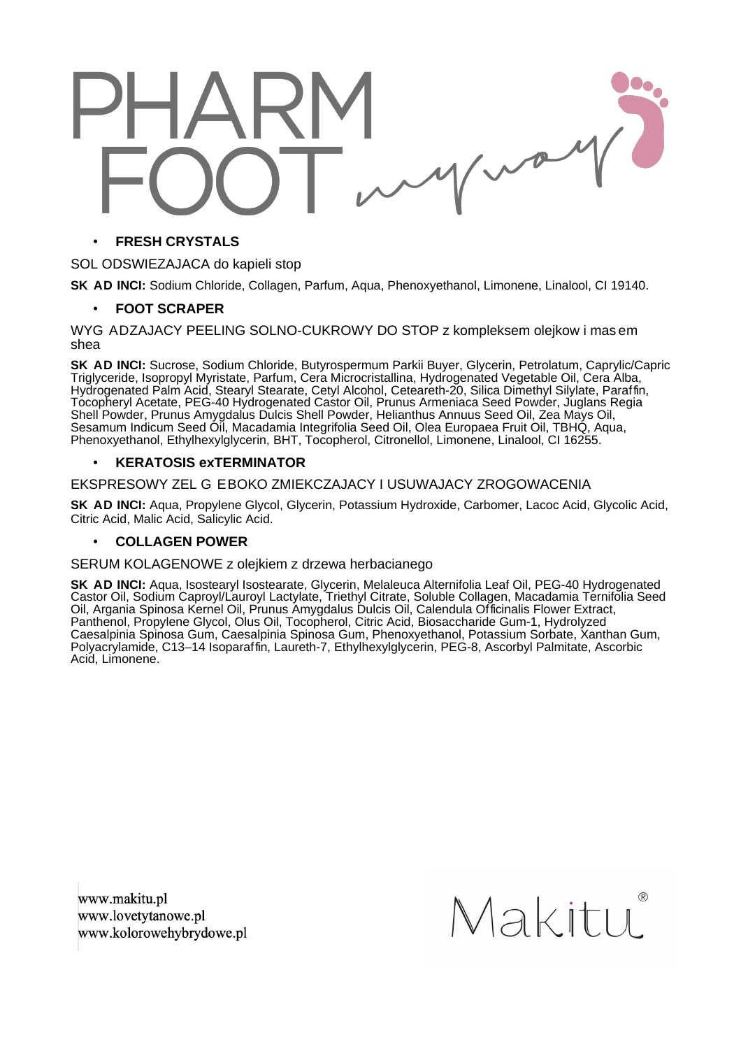# PHARM FOOT myway

- **FRESH CRYSTALS**

SOL ODSWIEZAJACA do kapieli stop

**SK AD INCI:** Sodium Chloride, Collagen, Parfum, Aqua, Phenoxyethanol, Limonene, Linalool, CI 19140.

- **FOOT SCRAPER**

WYG ADZAJACY PEELING SOLNO-CUKROWY DO STOP z kompleksem olejkow i mas em shea

**SK AD INCI:** Sucrose, Sodium Chloride, Butyrospermum Parkii Buyer, Glycerin, Petrolatum, Caprylic/Capric Triglyceride, Isopropyl Myristate, Parfum, Cera Microcristallina, Hydrogenated Vegetable Oil, Cera Alba, Hydrogenated Palm Acid, Stearyl Stearate, Cetyl Alcohol, Ceteareth-20, Silica Dimethyl Silylate, Paraffin, Tocopheryl Acetate, PEG-40 Hydrogenated Castor Oil, Prunus Armeniaca Seed Powder, Juglans Regia Shell Powder, Prunus Amygdalus Dulcis Shell Powder, Helianthus Annuus Seed Oil, Zea Mays Oil, Sesamum Indicum Seed Oil, Macadamia Integrifolia Seed Oil, Olea Europaea Fruit Oil, TBHQ, Aqua, Phenoxyethanol, Ethylhexylglycerin, BHT, Tocopherol, Citronellol, Limonene, Linalool, CI 16255.

- **KERATOSIS exTERMINATOR**

EKSPRESOWY ZEL G EBOKO ZMIEKCZAJACY I USUWAJACY ZROGOWACENIA

**SK AD INCI:** Aqua, Propylene Glycol, Glycerin, Potassium Hydroxide, Carbomer, Lacoc Acid, Glycolic Acid, Citric Acid, Malic Acid, Salicylic Acid.

- **COLLAGEN POWER**

SERUM KOLAGENOWE z olejkiem z drzewa herbacianego

**SK AD INCI:** Aqua, Isostearyl Isostearate, Glycerin, Melaleuca Alternifolia Leaf Oil, PEG-40 Hydrogenated Castor Oil, Sodium Caproyl/Lauroyl Lactylate, Triethyl Citrate, Soluble Collagen, Macadamia Ternifolia Seed Oil, Argania Spinosa Kernel Oil, Prunus Amygdalus Dulcis Oil, Calendula Officinalis Flower Extract, Panthenol, Propylene Glycol, Olus Oil, Tocopherol, Citric Acid, Biosaccharide Gum-1, Hydrolyzed Caesalpinia Spinosa Gum, Caesalpinia Spinosa Gum, Phenoxyethanol, Potassium Sorbate, Xanthan Gum, Polyacrylamide, C13–14 Isoparaffin, Laureth-7, Ethylhexylglycerin, PEG-8, Ascorbyl Palmitate, Ascorbic Acid, Limonene.

www.makitu.pl
www.lovetytanowe.pl
www.kolorowehybrydowe.pl

Makitu®